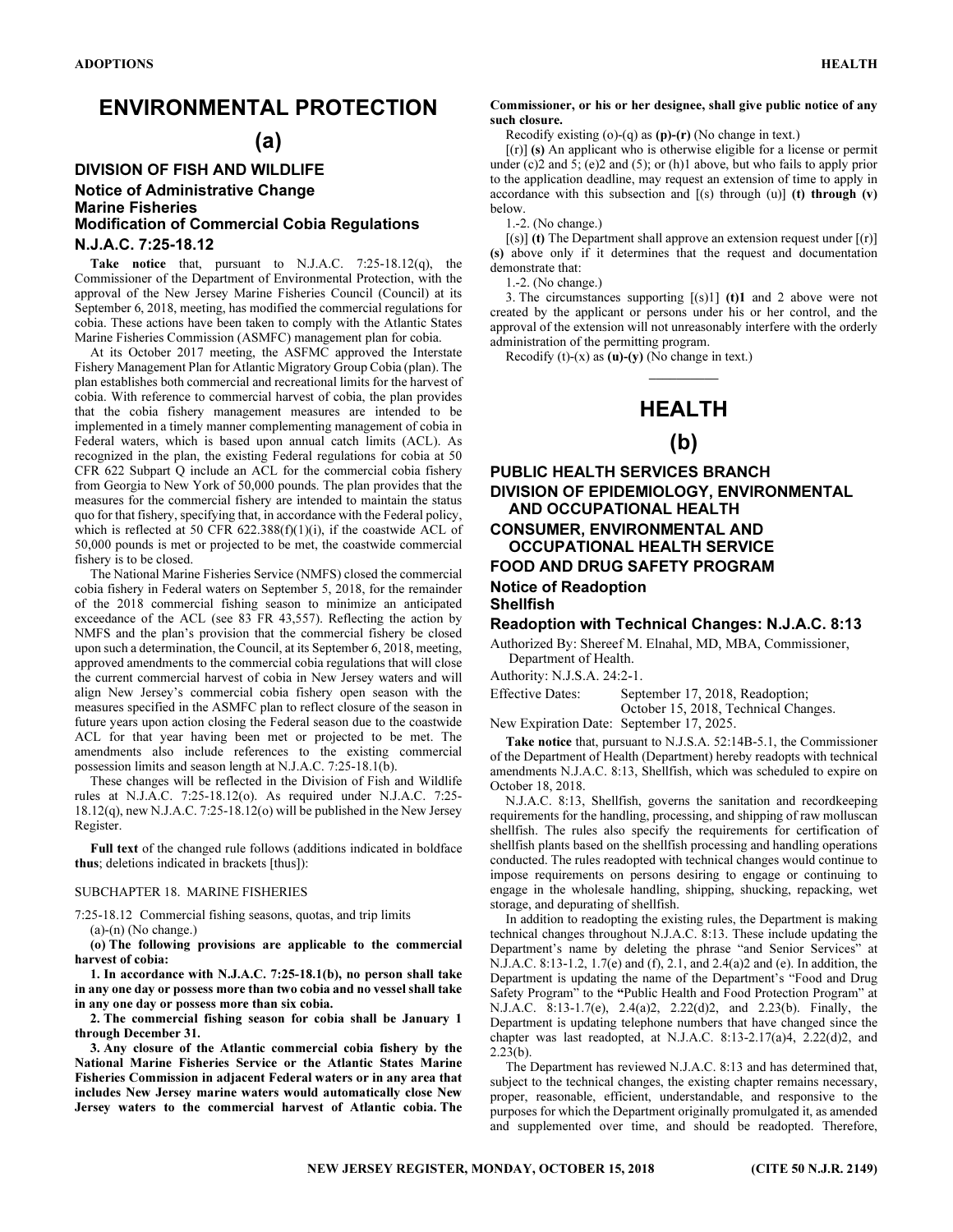# ENVIRONMENTAL PROTECTION

## (a)

### DIVISION OF FISH AND WILDLIFE

### Notice of Administrative Change

### Marine Fisheries

### Modification of Commercial Cobia Regulations

### N.J.A.C. 7:25-18.12

**Take notice** that, pursuant to N.J.A.C. 7:25-18.12(q), the Commissioner of the Department of Environmental Protection, with the approval of the New Jersey Marine Fisheries Council (Council) at its September 6, 2018, meeting, has modified the commercial regulations for cobia. These actions have been taken to comply with the Atlantic States Marine Fisheries Commission (ASMFC) management plan for cobia.

At its October 2017 meeting, the ASFMC approved the Interstate Fishery Management Plan for Atlantic Migratory Group Cobia (plan). The plan establishes both commercial and recreational limits for the harvest of cobia. With reference to commercial harvest of cobia, the plan provides that the cobia fishery management measures are intended to be implemented in a timely manner complementing management of cobia in Federal waters, which is based upon annual catch limits (ACL). As recognized in the plan, the existing Federal regulations for cobia at 50 CFR 622 Subpart Q include an ACL for the commercial cobia fishery from Georgia to New York of 50,000 pounds. The plan provides that the measures for the commercial fishery are intended to maintain the status quo for that fishery, specifying that, in accordance with the Federal policy, which is reflected at 50 CFR 622.388(f)(1)(i), if the coastwide ACL of 50,000 pounds is met or projected to be met, the coastwide commercial fishery is to be closed.

The National Marine Fisheries Service (NMFS) closed the commercial cobia fishery in Federal waters on September 5, 2018, for the remainder of the 2018 commercial fishing season to minimize an anticipated exceedance of the ACL (see 83 FR 43,557). Reflecting the action by NMFS and the plan's provision that the commercial fishery be closed upon such a determination, the Council, at its September 6, 2018, meeting, approved amendments to the commercial cobia regulations that will close the current commercial harvest of cobia in New Jersey waters and will align New Jersey's commercial cobia fishery open season with the measures specified in the ASMFC plan to reflect closure of the season in future years upon action closing the Federal season due to the coastwide ACL for that year having been met or projected to be met. The amendments also include references to the existing commercial possession limits and season length at N.J.A.C. 7:25-18.1(b).

These changes will be reflected in the Division of Fish and Wildlife rules at N.J.A.C. 7:25-18.12(o). As required under N.J.A.C. 7:25-18.12(q), new N.J.A.C. 7:25-18.12(o) will be published in the New Jersey Register.

**Full text** of the changed rule follows (additions indicated in boldface **thus**; deletions indicated in brackets [thus]):

SUBCHAPTER 18. MARINE FISHERIES

7:25-18.12 Commercial fishing seasons, quotas, and trip limits

(a)-(n) (No change.)

**(o) The following provisions are applicable to the commercial harvest of cobia:**

**1. In accordance with N.J.A.C. 7:25-18.1(b), no person shall take in any one day or possess more than two cobia and no vessel shall take in any one day or possess more than six cobia.**

**2. The commercial fishing season for cobia shall be January 1 through December 31.**

**3. Any closure of the Atlantic commercial cobia fishery by the National Marine Fisheries Service or the Atlantic States Marine Fisheries Commission in adjacent Federal waters or in any area that includes New Jersey marine waters would automatically close New Jersey waters to the commercial harvest of Atlantic cobia. The Commissioner, or his or her designee, shall give public notice of any such closure.**

Recodify existing (o)-(q) as **(p)-(r)** (No change in text.)

[(r)] **(s)** An applicant who is otherwise eligible for a license or permit under (c)2 and 5; (e)2 and (5); or (h)1 above, but who fails to apply prior to the application deadline, may request an extension of time to apply in accordance with this subsection and [(s) through (u)] **(t) through (v)** below.

1.-2. (No change.)

[(s)] **(t)** The Department shall approve an extension request under [(r)] **(s)** above only if it determines that the request and documentation demonstrate that:

1.-2. (No change.)

3. The circumstances supporting [(s)1] **(t)1** and 2 above were not created by the applicant or persons under his or her control, and the approval of the extension will not unreasonably interfere with the orderly administration of the permitting program.

Recodify (t)-(x) as **(u)-(y)** (No change in text.)

---

# HEALTH

## (b)

### PUBLIC HEALTH SERVICES BRANCH

### DIVISION OF EPIDEMIOLOGY, ENVIRONMENTAL AND OCCUPATIONAL HEALTH

### CONSUMER, ENVIRONMENTAL AND OCCUPATIONAL HEALTH SERVICE

### FOOD AND DRUG SAFETY PROGRAM

### Notice of Readoption

### Shellfish

### Readoption with Technical Changes: N.J.A.C. 8:13

Authorized By: Shereef M. Elnahal, MD, MBA, Commissioner, Department of Health.

Authority: N.J.S.A. 24:2-1.

Effective Dates: September 17, 2018, Readoption; October 15, 2018, Technical Changes.

New Expiration Date: September 17, 2025.

**Take notice** that, pursuant to N.J.S.A. 52:14B-5.1, the Commissioner of the Department of Health (Department) hereby readopts with technical amendments N.J.A.C. 8:13, Shellfish, which was scheduled to expire on October 18, 2018.

N.J.A.C. 8:13, Shellfish, governs the sanitation and recordkeeping requirements for the handling, processing, and shipping of raw molluscan shellfish. The rules also specify the requirements for certification of shellfish plants based on the shellfish processing and handling operations conducted. The rules readopted with technical changes would continue to impose requirements on persons desiring to engage or continuing to engage in the wholesale handling, shipping, shucking, repacking, wet storage, and depurating of shellfish.

In addition to readopting the existing rules, the Department is making technical changes throughout N.J.A.C. 8:13. These include updating the Department's name by deleting the phrase "and Senior Services" at N.J.A.C. 8:13-1.2, 1.7(e) and (f), 2.1, and 2.4(a)2 and (e). In addition, the Department is updating the name of the Department's "Food and Drug Safety Program" to the "Public Health and Food Protection Program" at N.J.A.C. 8:13-1.7(e), 2.4(a)2, 2.22(d)2, and 2.23(b). Finally, the Department is updating telephone numbers that have changed since the chapter was last readopted, at N.J.A.C. 8:13-2.17(a)4, 2.22(d)2, and 2.23(b).

The Department has reviewed N.J.A.C. 8:13 and has determined that, subject to the technical changes, the existing chapter remains necessary, proper, reasonable, efficient, understandable, and responsive to the purposes for which the Department originally promulgated it, as amended and supplemented over time, and should be readopted. Therefore,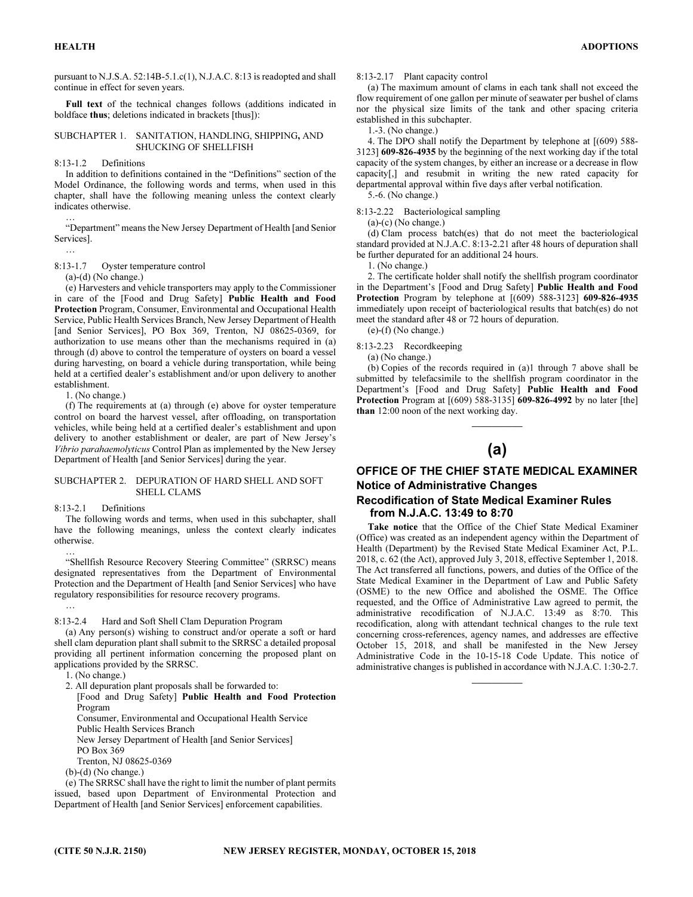pursuant to N.J.S.A. 52:14B-5.1.c(1), N.J.A.C. 8:13 is readopted and shall continue in effect for seven years.

**Full text** of the technical changes follows (additions indicated in boldface **thus**; deletions indicated in brackets [thus]):

SUBCHAPTER 1. SANITATION, HANDLING, SHIPPING, AND SHUCKING OF SHELLFISH

8:13-1.2 Definitions

In addition to definitions contained in the "Definitions" section of the Model Ordinance, the following words and terms, when used in this chapter, shall have the following meaning unless the context clearly indicates otherwise.

…

"Department" means the New Jersey Department of Health [and Senior Services].

…

8:13-1.7 Oyster temperature control

(a)-(d) (No change.)

(e) Harvesters and vehicle transporters may apply to the Commissioner in care of the [Food and Drug Safety] **Public Health and Food Protection** Program, Consumer, Environmental and Occupational Health Service, Public Health Services Branch, New Jersey Department of Health [and Senior Services], PO Box 369, Trenton, NJ 08625-0369, for authorization to use means other than the mechanisms required in (a) through (d) above to control the temperature of oysters on board a vessel during harvesting, on board a vehicle during transportation, while being held at a certified dealer's establishment and/or upon delivery to another establishment.

1. (No change.)

(f) The requirements at (a) through (e) above for oyster temperature control on board the harvest vessel, after offloading, on transportation vehicles, while being held at a certified dealer's establishment and upon delivery to another establishment or dealer, are part of New Jersey's *Vibrio parahaemolyticus* Control Plan as implemented by the New Jersey Department of Health [and Senior Services] during the year.

SUBCHAPTER 2. DEPURATION OF HARD SHELL AND SOFT SHELL CLAMS

8:13-2.1 Definitions

The following words and terms, when used in this subchapter, shall have the following meanings, unless the context clearly indicates otherwise.

…

"Shellfish Resource Recovery Steering Committee" (SRRSC) means designated representatives from the Department of Environmental Protection and the Department of Health [and Senior Services] who have regulatory responsibilities for resource recovery programs.

…

8:13-2.4 Hard and Soft Shell Clam Depuration Program

(a) Any person(s) wishing to construct and/or operate a soft or hard shell clam depuration plant shall submit to the SRRSC a detailed proposal providing all pertinent information concerning the proposed plant on applications provided by the SRRSC.

1. (No change.)

2. All depuration plant proposals shall be forwarded to:

[Food and Drug Safety] **Public Health and Food Protection** Program
Consumer, Environmental and Occupational Health Service
Public Health Services Branch
New Jersey Department of Health [and Senior Services]
PO Box 369
Trenton, NJ 08625-0369

(b)-(d) (No change.)

(e) The SRRSC shall have the right to limit the number of plant permits issued, based upon Department of Environmental Protection and Department of Health [and Senior Services] enforcement capabilities.

8:13-2.17 Plant capacity control

(a) The maximum amount of clams in each tank shall not exceed the flow requirement of one gallon per minute of seawater per bushel of clams nor the physical size limits of the tank and other spacing criteria established in this subchapter.

1.-3. (No change.)

4. The DPO shall notify the Department by telephone at [(609) 588-3123] **609-826-4935** by the beginning of the next working day if the total capacity of the system changes, by either an increase or a decrease in flow capacity[,] and resubmit in writing the new rated capacity for departmental approval within five days after verbal notification.

5.-6. (No change.)

8:13-2.22 Bacteriological sampling

(a)-(c) (No change.)

(d) Clam process batch(es) that do not meet the bacteriological standard provided at N.J.A.C. 8:13-2.21 after 48 hours of depuration shall be further depurated for an additional 24 hours.

1. (No change.)

2. The certificate holder shall notify the shellfish program coordinator in the Department's [Food and Drug Safety] **Public Health and Food Protection** Program by telephone at [(609) 588-3123] **609-826-4935** immediately upon receipt of bacteriological results that batch(es) do not meet the standard after 48 or 72 hours of depuration.

(e)-(f) (No change.)

8:13-2.23 Recordkeeping

(a) (No change.)

(b) Copies of the records required in (a)1 through 7 above shall be submitted by telefacsimile to the shellfish program coordinator in the Department's [Food and Drug Safety] **Public Health and Food Protection** Program at [(609) 588-3135] **609-826-4992** by no later [the] **than** 12:00 noon of the next working day.

---

## (a)

## OFFICE OF THE CHIEF STATE MEDICAL EXAMINER

### Notice of Administrative Changes

### Recodification of State Medical Examiner Rules from N.J.A.C. 13:49 to 8:70

**Take notice** that the Office of the Chief State Medical Examiner (Office) was created as an independent agency within the Department of Health (Department) by the Revised State Medical Examiner Act, P.L. 2018, c. 62 (the Act), approved July 3, 2018, effective September 1, 2018. The Act transferred all functions, powers, and duties of the Office of the State Medical Examiner in the Department of Law and Public Safety (OSME) to the new Office and abolished the OSME. The Office requested, and the Office of Administrative Law agreed to permit, the administrative recodification of N.J.A.C. 13:49 as 8:70. This recodification, along with attendant technical changes to the rule text concerning cross-references, agency names, and addresses are effective October 15, 2018, and shall be manifested in the New Jersey Administrative Code in the 10-15-18 Code Update. This notice of administrative changes is published in accordance with N.J.A.C. 1:30-2.7.